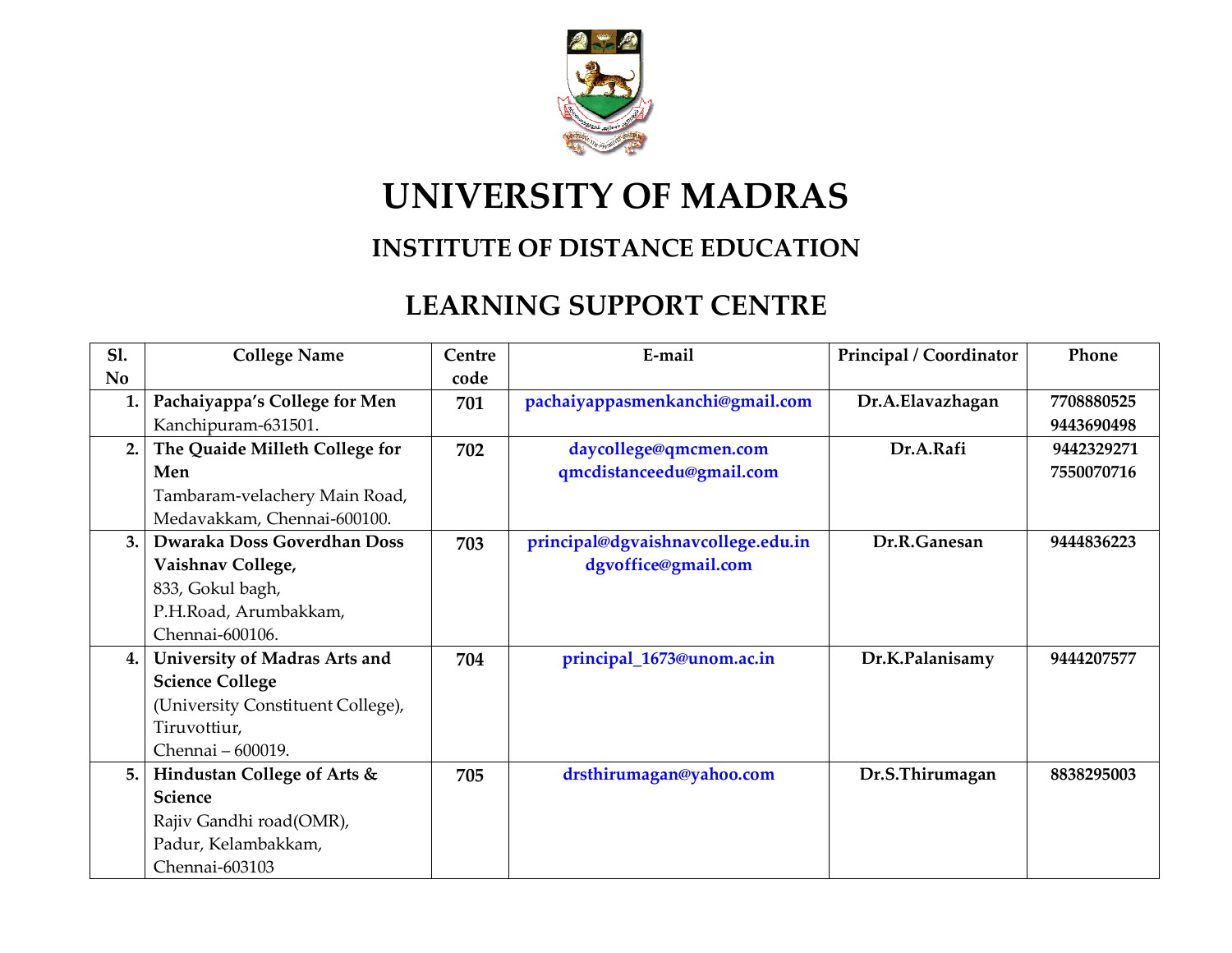# UNIVERSITY OF MADRAS

## INSTITUTE OF DISTANCE EDUCATION

## LEARNING SUPPORT CENTRE

| Sl. No | College Name | Centre code | E-mail | Principal / Coordinator | Phone |
|---|---|---|---|---|---|
| 1. | **Pachaiyappa's College for Men** Kanchipuram-631501. | **701** | **pachaiyappasmenkanchi@gmail.com** | **Dr.A.Elavazhagan** | **7708880525** **9443690498** |
| 2. | **The Quaide Milleth College for Men** Tambaram-velachery Main Road, Medavakkam, Chennai-600100. | **702** | **daycollege@qmcmen.com** **qmcdistanceedu@gmail.com** | **Dr.A.Rafi** | **9442329271** **7550070716** |
| 3. | **Dwaraka Doss Goverdhan Doss Vaishnav College,** 833, Gokul bagh, P.H.Road, Arumbakkam, Chennai-600106. | **703** | **principal@dgvaishnavcollege.edu.in** **dgvoffice@gmail.com** | **Dr.R.Ganesan** | **9444836223** |
| 4. | **University of Madras Arts and Science College** (University Constituent College), Tiruvottiur, Chennai – 600019. | **704** | **principal_1673@unom.ac.in** | **Dr.K.Palanisamy** | **9444207577** |
| 5. | **Hindustan College of Arts & Science** Rajiv Gandhi road(OMR), Padur, Kelambakkam, Chennai-603103 | **705** | **drsthirumagan@yahoo.com** | **Dr.S.Thirumagan** | **8838295003** |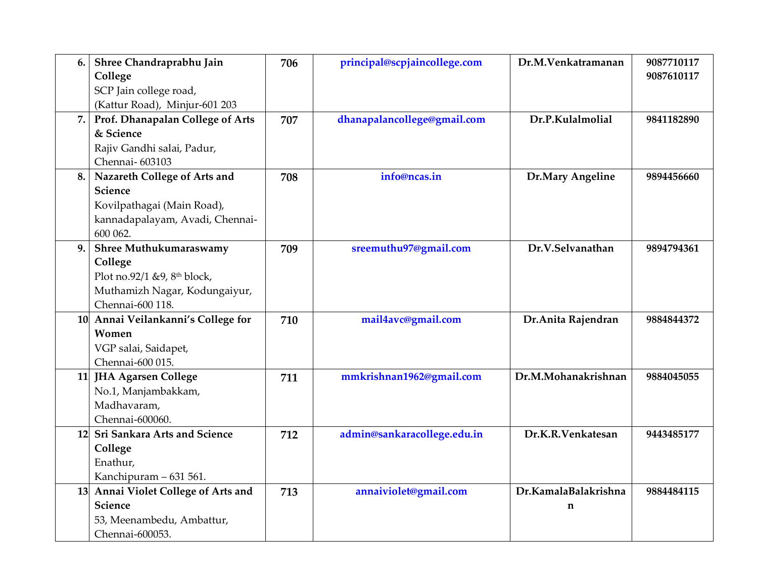| 6. | **Shree Chandraprabhu Jain College**<br>SCP Jain college road,<br>(Kattur Road), Minjur-601 203 | **706** | **principal@scpjaincollege.com** | **Dr.M.Venkatramanan** | **9087710117**<br>**9087610117** |
|---|---|---|---|---|---|
| 7. | **Prof. Dhanapalan College of Arts & Science**<br>Rajiv Gandhi salai, Padur,<br>Chennai- 603103 | **707** | **dhanapalancollege@gmail.com** | **Dr.P.Kulalmolial** | **9841182890** |
| 8. | **Nazareth College of Arts and Science**<br>Kovilpathagai (Main Road),<br>kannadapalayam, Avadi, Chennai-600 062. | **708** | **info@ncas.in** | **Dr.Mary Angeline** | **9894456660** |
| 9. | **Shree Muthukumaraswamy College**<br>Plot no.92/1 &9, 8th block,<br>Muthamizh Nagar, Kodungaiyur,<br>Chennai-600 118. | **709** | **sreemuthu97@gmail.com** | **Dr.V.Selvanathan** | **9894794361** |
| 10 | **Annai Veilankanni's College for Women**<br>VGP salai, Saidapet,<br>Chennai-600 015. | **710** | **mail4avc@gmail.com** | **Dr.Anita Rajendran** | **9884844372** |
| 11 | **JHA Agarsen College**<br>No.1, Manjambakkam,<br>Madhavaram,<br>Chennai-600060. | **711** | **mmkrishnan1962@gmail.com** | **Dr.M.Mohanakrishnan** | **9884045055** |
| 12 | **Sri Sankara Arts and Science College**<br>Enathur,<br>Kanchipuram – 631 561. | **712** | **admin@sankaracollege.edu.in** | **Dr.K.R.Venkatesan** | **9443485177** |
| 13 | **Annai Violet College of Arts and Science**<br>53, Meenambedu, Ambattur,<br>Chennai-600053. | **713** | **annaiviolet@gmail.com** | **Dr.KamalaBalakrishnan** | **9884484115** |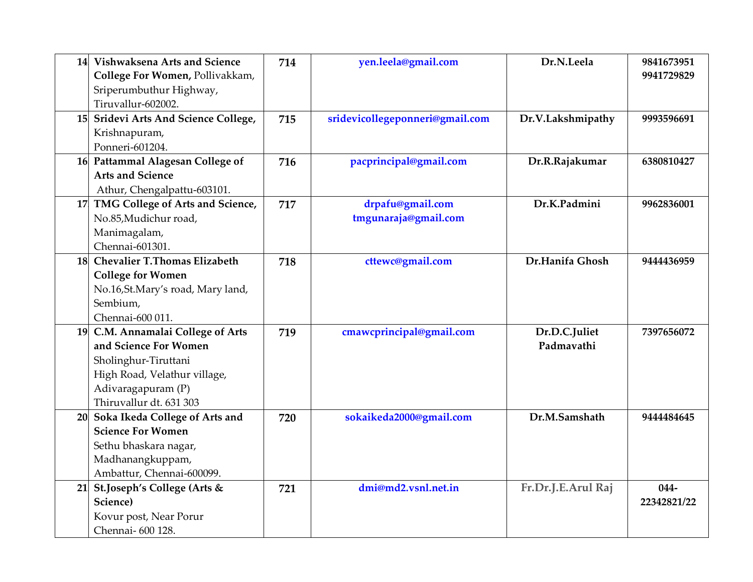| 14 | **Vishwaksena Arts and Science College For Women,** Pollivakkam, Sriperumbuthur Highway, Tiruvallur-602002. | **714** | **yen.leela@gmail.com** | **Dr.N.Leela** | **9841673951 9941729829** |
|---|---|---|---|---|---|
| 15 | **Sridevi Arts And Science College,** Krishnapuram, Ponneri-601204. | **715** | **sridevicollegeponneri@gmail.com** | **Dr.V.Lakshmipathy** | **9993596691** |
| 16 | **Pattammal Alagesan College of Arts and Science** Athur, Chengalpattu-603101. | **716** | **pacprincipal@gmail.com** | **Dr.R.Rajakumar** | **6380810427** |
| 17 | **TMG College of Arts and Science,** No.85,Mudichur road, Manimagalam, Chennai-601301. | **717** | **drpafu@gmail.com tmgunaraja@gmail.com** | **Dr.K.Padmini** | **9962836001** |
| 18 | **Chevalier T.Thomas Elizabeth College for Women** No.16,St.Mary's road, Mary land, Sembium, Chennai-600 011. | **718** | **cttewc@gmail.com** | **Dr.Hanifa Ghosh** | **9444436959** |
| 19 | **C.M. Annamalai College of Arts and Science For Women** Sholinghur-Tiruttani High Road, Velathur village, Adivaragapuram (P) Thiruvallur dt. 631 303 | **719** | **cmawcprincipal@gmail.com** | **Dr.D.C.Juliet Padmavathi** | **7397656072** |
| 20 | **Soka Ikeda College of Arts and Science For Women** Sethu bhaskara nagar, Madhanangkuppam, Ambattur, Chennai-600099. | **720** | **sokaikeda2000@gmail.com** | **Dr.M.Samshath** | **9444484645** |
| 21 | **St.Joseph's College (Arts & Science)** Kovur post, Near Porur Chennai- 600 128. | **721** | **dmi@md2.vsnl.net.in** | **Fr.Dr.J.E.Arul Raj** | **044-22342821/22** |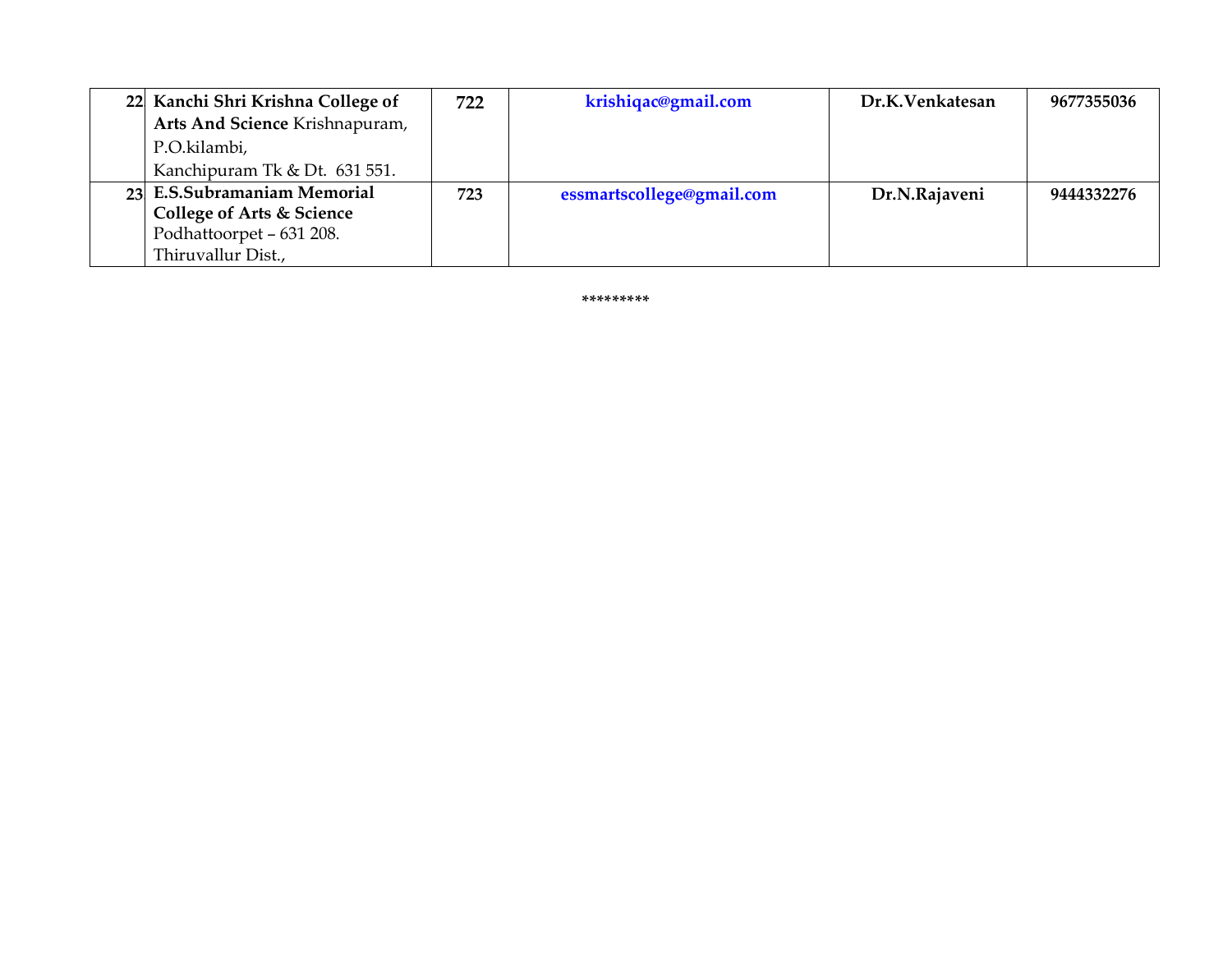| | | | | | |
|---|---|---|---|---|---|
| 22 | **Kanchi Shri Krishna College of Arts And Science** Krishnapuram, P.O.kilambi, Kanchipuram Tk & Dt. 631 551. | **722** | **krishiqac@gmail.com** | **Dr.K.Venkatesan** | **9677355036** |
| 23 | **E.S.Subramaniam Memorial College of Arts & Science** Podhattoorpet – 631 208. Thiruvallur Dist., | **723** | **essmartscollege@gmail.com** | **Dr.N.Rajaveni** | **9444332276** |

*********